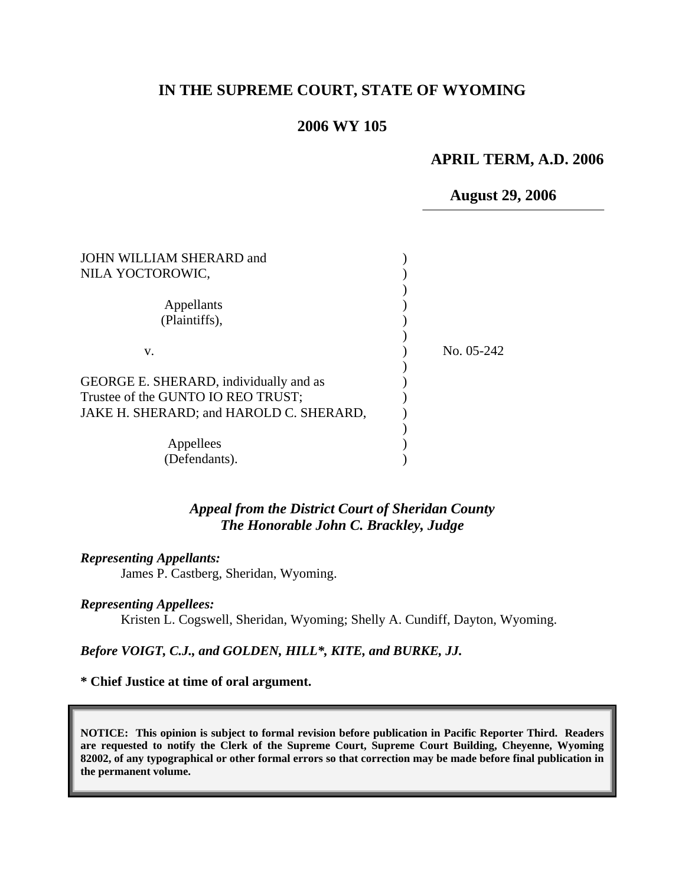**IN THE SUPREME COURT, STATE OF WYOMING**

**2006 WY 105**

**APRIL TERM, A.D. 2006**

**August 29, 2006**

JOHN WILLIAM SHERARD and NILA YOCTOROWIC,

Appellants (Plaintiffs),

v.

GEORGE E. SHERARD, individually and as Trustee of the GUNTO IO REO TRUST; JAKE H. SHERARD; and HAROLD C. SHERARD,

Appellees (Defendants).

No. 05-242

*Appeal from the District Court of Sheridan County*
*The Honorable John C. Brackley, Judge*

***Representing Appellants:***
James P. Castberg, Sheridan, Wyoming.

***Representing Appellees:***
Kristen L. Cogswell, Sheridan, Wyoming; Shelly A. Cundiff, Dayton, Wyoming.

***Before VOIGT, C.J., and GOLDEN, HILL\*, KITE, and BURKE, JJ.***

**\* Chief Justice at time of oral argument.**

**NOTICE: This opinion is subject to formal revision before publication in Pacific Reporter Third. Readers are requested to notify the Clerk of the Supreme Court, Supreme Court Building, Cheyenne, Wyoming 82002, of any typographical or other formal errors so that correction may be made before final publication in the permanent volume.**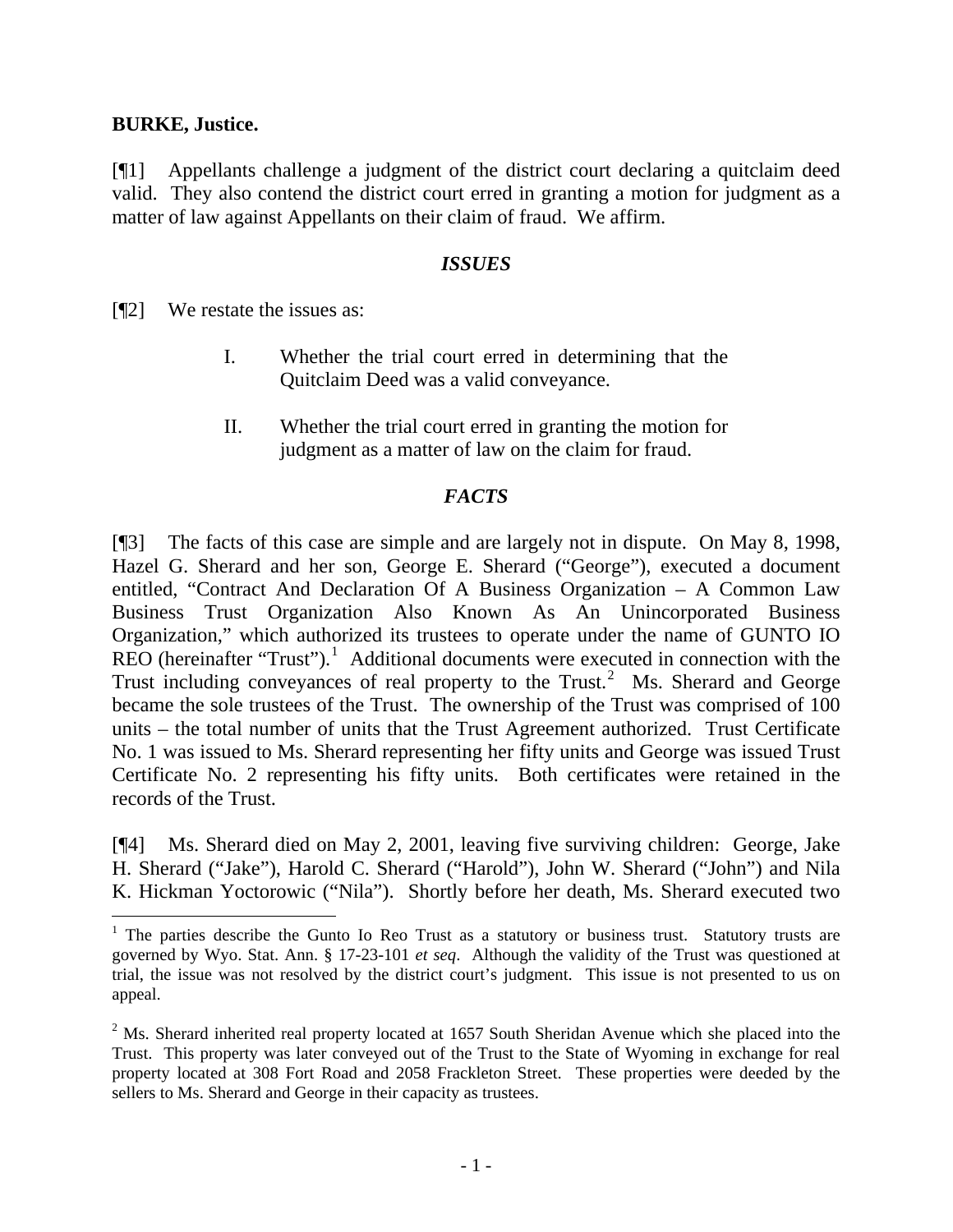**BURKE, Justice.**

[¶1] Appellants challenge a judgment of the district court declaring a quitclaim deed valid. They also contend the district court erred in granting a motion for judgment as a matter of law against Appellants on their claim of fraud. We affirm.

### *ISSUES*

[¶2] We restate the issues as:

> I. Whether the trial court erred in determining that the Quitclaim Deed was a valid conveyance.
>
> II. Whether the trial court erred in granting the motion for judgment as a matter of law on the claim for fraud.

### *FACTS*

[¶3] The facts of this case are simple and are largely not in dispute. On May 8, 1998, Hazel G. Sherard and her son, George E. Sherard ("George"), executed a document entitled, "Contract And Declaration Of A Business Organization – A Common Law Business Trust Organization Also Known As An Unincorporated Business Organization," which authorized its trustees to operate under the name of GUNTO IO REO (hereinafter "Trust").[1] Additional documents were executed in connection with the Trust including conveyances of real property to the Trust.[2] Ms. Sherard and George became the sole trustees of the Trust. The ownership of the Trust was comprised of 100 units – the total number of units that the Trust Agreement authorized. Trust Certificate No. 1 was issued to Ms. Sherard representing her fifty units and George was issued Trust Certificate No. 2 representing his fifty units. Both certificates were retained in the records of the Trust.

[¶4] Ms. Sherard died on May 2, 2001, leaving five surviving children: George, Jake H. Sherard ("Jake"), Harold C. Sherard ("Harold"), John W. Sherard ("John") and Nila K. Hickman Yoctorowic ("Nila"). Shortly before her death, Ms. Sherard executed two

---

[1] The parties describe the Gunto Io Reo Trust as a statutory or business trust. Statutory trusts are governed by Wyo. Stat. Ann. § 17-23-101 *et seq*. Although the validity of the Trust was questioned at trial, the issue was not resolved by the district court's judgment. This issue is not presented to us on appeal.

[2] Ms. Sherard inherited real property located at 1657 South Sheridan Avenue which she placed into the Trust. This property was later conveyed out of the Trust to the State of Wyoming in exchange for real property located at 308 Fort Road and 2058 Frackleton Street. These properties were deeded by the sellers to Ms. Sherard and George in their capacity as trustees.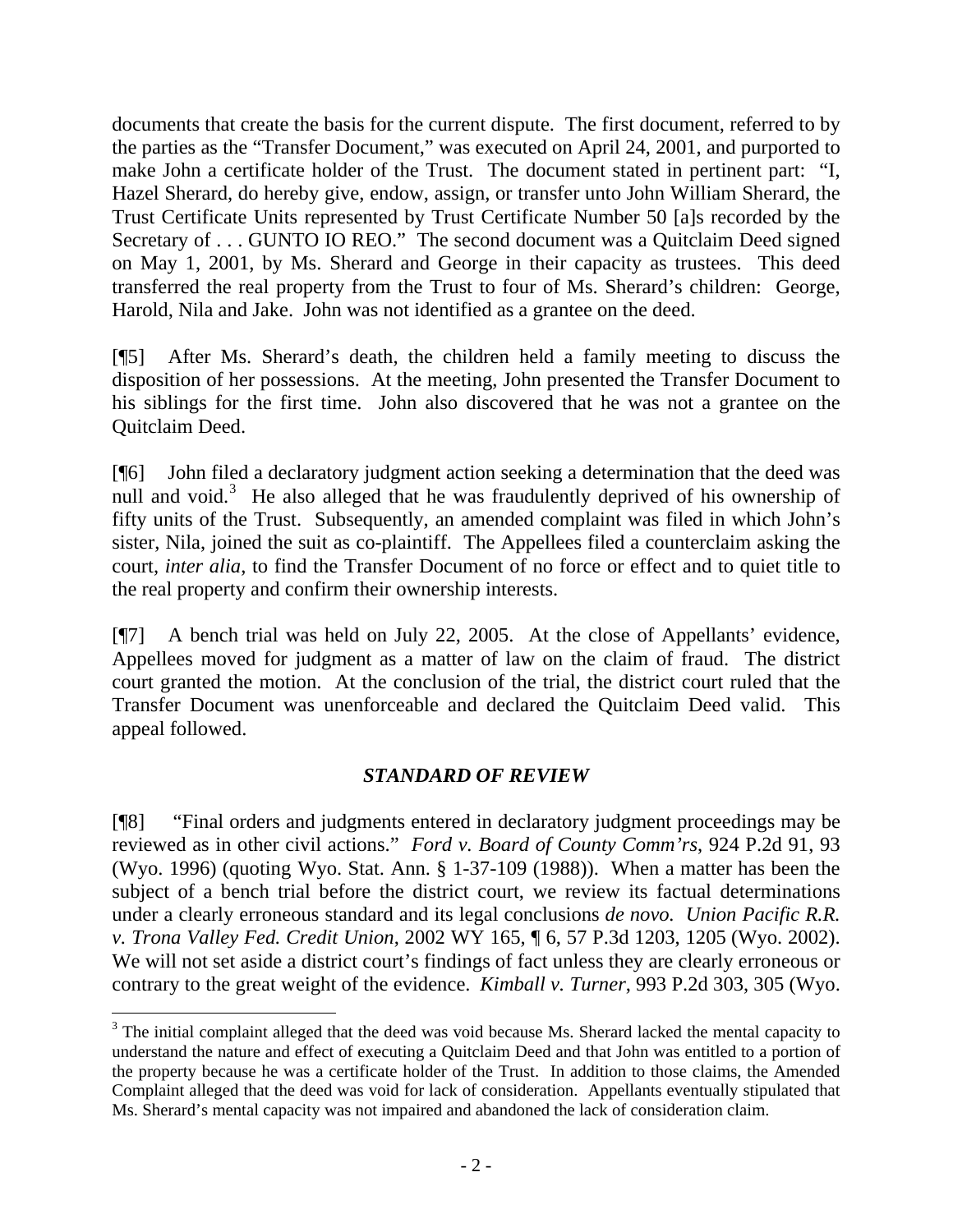documents that create the basis for the current dispute. The first document, referred to by the parties as the "Transfer Document," was executed on April 24, 2001, and purported to make John a certificate holder of the Trust. The document stated in pertinent part: "I, Hazel Sherard, do hereby give, endow, assign, or transfer unto John William Sherard, the Trust Certificate Units represented by Trust Certificate Number 50 [a]s recorded by the Secretary of . . . GUNTO IO REO." The second document was a Quitclaim Deed signed on May 1, 2001, by Ms. Sherard and George in their capacity as trustees. This deed transferred the real property from the Trust to four of Ms. Sherard's children: George, Harold, Nila and Jake. John was not identified as a grantee on the deed.

[¶5] After Ms. Sherard's death, the children held a family meeting to discuss the disposition of her possessions. At the meeting, John presented the Transfer Document to his siblings for the first time. John also discovered that he was not a grantee on the Quitclaim Deed.

[¶6] John filed a declaratory judgment action seeking a determination that the deed was null and void.[3] He also alleged that he was fraudulently deprived of his ownership of fifty units of the Trust. Subsequently, an amended complaint was filed in which John's sister, Nila, joined the suit as co-plaintiff. The Appellees filed a counterclaim asking the court, *inter alia*, to find the Transfer Document of no force or effect and to quiet title to the real property and confirm their ownership interests.

[¶7] A bench trial was held on July 22, 2005. At the close of Appellants' evidence, Appellees moved for judgment as a matter of law on the claim of fraud. The district court granted the motion. At the conclusion of the trial, the district court ruled that the Transfer Document was unenforceable and declared the Quitclaim Deed valid. This appeal followed.

## *STANDARD OF REVIEW*

[¶8] "Final orders and judgments entered in declaratory judgment proceedings may be reviewed as in other civil actions." *Ford v. Board of County Comm'rs*, 924 P.2d 91, 93 (Wyo. 1996) (quoting Wyo. Stat. Ann. § 1-37-109 (1988)). When a matter has been the subject of a bench trial before the district court, we review its factual determinations under a clearly erroneous standard and its legal conclusions *de novo. Union Pacific R.R. v. Trona Valley Fed. Credit Union*, 2002 WY 165, ¶ 6, 57 P.3d 1203, 1205 (Wyo. 2002). We will not set aside a district court's findings of fact unless they are clearly erroneous or contrary to the great weight of the evidence. *Kimball v. Turner*, 993 P.2d 303, 305 (Wyo.

---

[3] The initial complaint alleged that the deed was void because Ms. Sherard lacked the mental capacity to understand the nature and effect of executing a Quitclaim Deed and that John was entitled to a portion of the property because he was a certificate holder of the Trust. In addition to those claims, the Amended Complaint alleged that the deed was void for lack of consideration. Appellants eventually stipulated that Ms. Sherard's mental capacity was not impaired and abandoned the lack of consideration claim.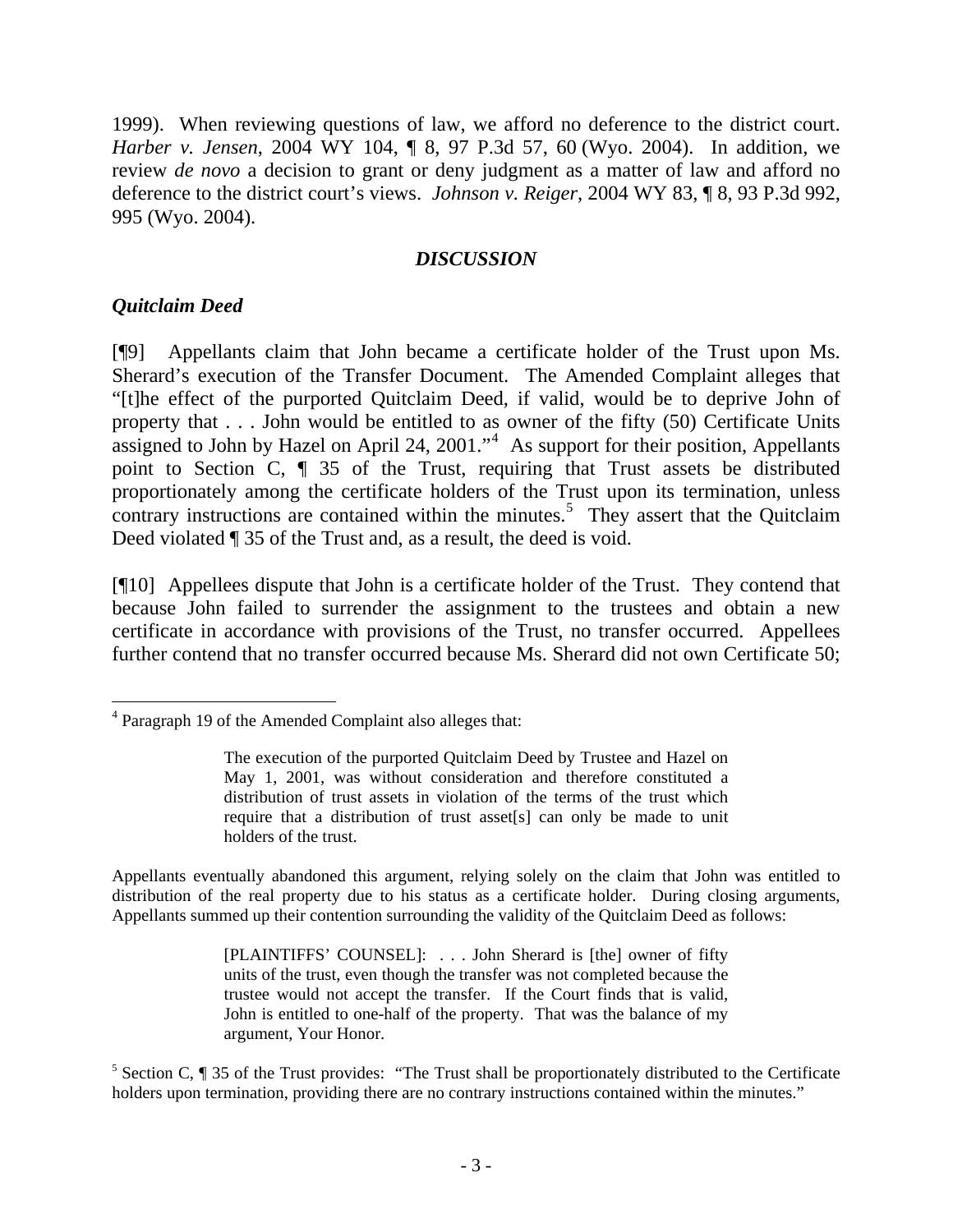1999). When reviewing questions of law, we afford no deference to the district court. *Harber v. Jensen*, 2004 WY 104, ¶ 8, 97 P.3d 57, 60 (Wyo. 2004). In addition, we review *de novo* a decision to grant or deny judgment as a matter of law and afford no deference to the district court's views. *Johnson v. Reiger*, 2004 WY 83, ¶ 8, 93 P.3d 992, 995 (Wyo. 2004).

## *DISCUSSION*

### *Quitclaim Deed*

[¶9] Appellants claim that John became a certificate holder of the Trust upon Ms. Sherard's execution of the Transfer Document. The Amended Complaint alleges that "[t]he effect of the purported Quitclaim Deed, if valid, would be to deprive John of property that . . . John would be entitled to as owner of the fifty (50) Certificate Units assigned to John by Hazel on April 24, 2001."[4] As support for their position, Appellants point to Section C, ¶ 35 of the Trust, requiring that Trust assets be distributed proportionately among the certificate holders of the Trust upon its termination, unless contrary instructions are contained within the minutes.[5] They assert that the Quitclaim Deed violated ¶ 35 of the Trust and, as a result, the deed is void.

[¶10] Appellees dispute that John is a certificate holder of the Trust. They contend that because John failed to surrender the assignment to the trustees and obtain a new certificate in accordance with provisions of the Trust, no transfer occurred. Appellees further contend that no transfer occurred because Ms. Sherard did not own Certificate 50;

---

[4] Paragraph 19 of the Amended Complaint also alleges that:

> The execution of the purported Quitclaim Deed by Trustee and Hazel on May 1, 2001, was without consideration and therefore constituted a distribution of trust assets in violation of the terms of the trust which require that a distribution of trust asset[s] can only be made to unit holders of the trust.

Appellants eventually abandoned this argument, relying solely on the claim that John was entitled to distribution of the real property due to his status as a certificate holder. During closing arguments, Appellants summed up their contention surrounding the validity of the Quitclaim Deed as follows:

> [PLAINTIFFS' COUNSEL]: . . . John Sherard is [the] owner of fifty units of the trust, even though the transfer was not completed because the trustee would not accept the transfer. If the Court finds that is valid, John is entitled to one-half of the property. That was the balance of my argument, Your Honor.

[5] Section C, ¶ 35 of the Trust provides: "The Trust shall be proportionately distributed to the Certificate holders upon termination, providing there are no contrary instructions contained within the minutes."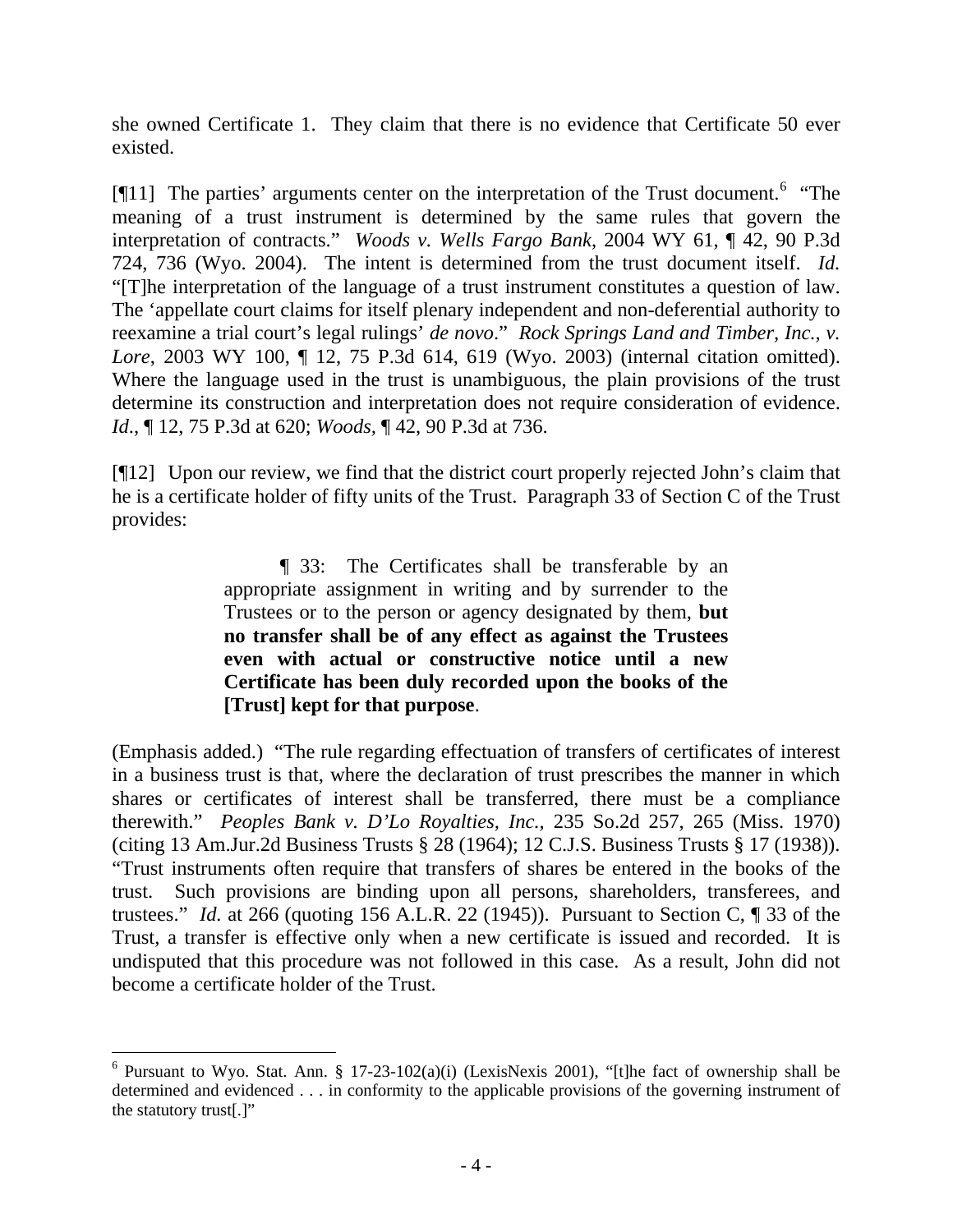she owned Certificate 1. They claim that there is no evidence that Certificate 50 ever existed.

[¶11] The parties' arguments center on the interpretation of the Trust document.[6] "The meaning of a trust instrument is determined by the same rules that govern the interpretation of contracts." *Woods v. Wells Fargo Bank*, 2004 WY 61, ¶ 42, 90 P.3d 724, 736 (Wyo. 2004). The intent is determined from the trust document itself. *Id.* "[T]he interpretation of the language of a trust instrument constitutes a question of law. The 'appellate court claims for itself plenary independent and non-deferential authority to reexamine a trial court's legal rulings' *de novo*." *Rock Springs Land and Timber, Inc., v. Lore*, 2003 WY 100, ¶ 12, 75 P.3d 614, 619 (Wyo. 2003) (internal citation omitted). Where the language used in the trust is unambiguous, the plain provisions of the trust determine its construction and interpretation does not require consideration of evidence. *Id.*, ¶ 12, 75 P.3d at 620; *Woods*, ¶ 42, 90 P.3d at 736.

[¶12] Upon our review, we find that the district court properly rejected John's claim that he is a certificate holder of fifty units of the Trust. Paragraph 33 of Section C of the Trust provides:

> ¶ 33: The Certificates shall be transferable by an appropriate assignment in writing and by surrender to the Trustees or to the person or agency designated by them, **but no transfer shall be of any effect as against the Trustees even with actual or constructive notice until a new Certificate has been duly recorded upon the books of the [Trust] kept for that purpose**.

(Emphasis added.) "The rule regarding effectuation of transfers of certificates of interest in a business trust is that, where the declaration of trust prescribes the manner in which shares or certificates of interest shall be transferred, there must be a compliance therewith." *Peoples Bank v. D'Lo Royalties, Inc.*, 235 So.2d 257, 265 (Miss. 1970) (citing 13 Am.Jur.2d Business Trusts § 28 (1964); 12 C.J.S. Business Trusts § 17 (1938)). "Trust instruments often require that transfers of shares be entered in the books of the trust. Such provisions are binding upon all persons, shareholders, transferees, and trustees." *Id.* at 266 (quoting 156 A.L.R. 22 (1945)). Pursuant to Section C, ¶ 33 of the Trust, a transfer is effective only when a new certificate is issued and recorded. It is undisputed that this procedure was not followed in this case. As a result, John did not become a certificate holder of the Trust.

---

[6] Pursuant to Wyo. Stat. Ann. § 17-23-102(a)(i) (LexisNexis 2001), "[t]he fact of ownership shall be determined and evidenced . . . in conformity to the applicable provisions of the governing instrument of the statutory trust[.]"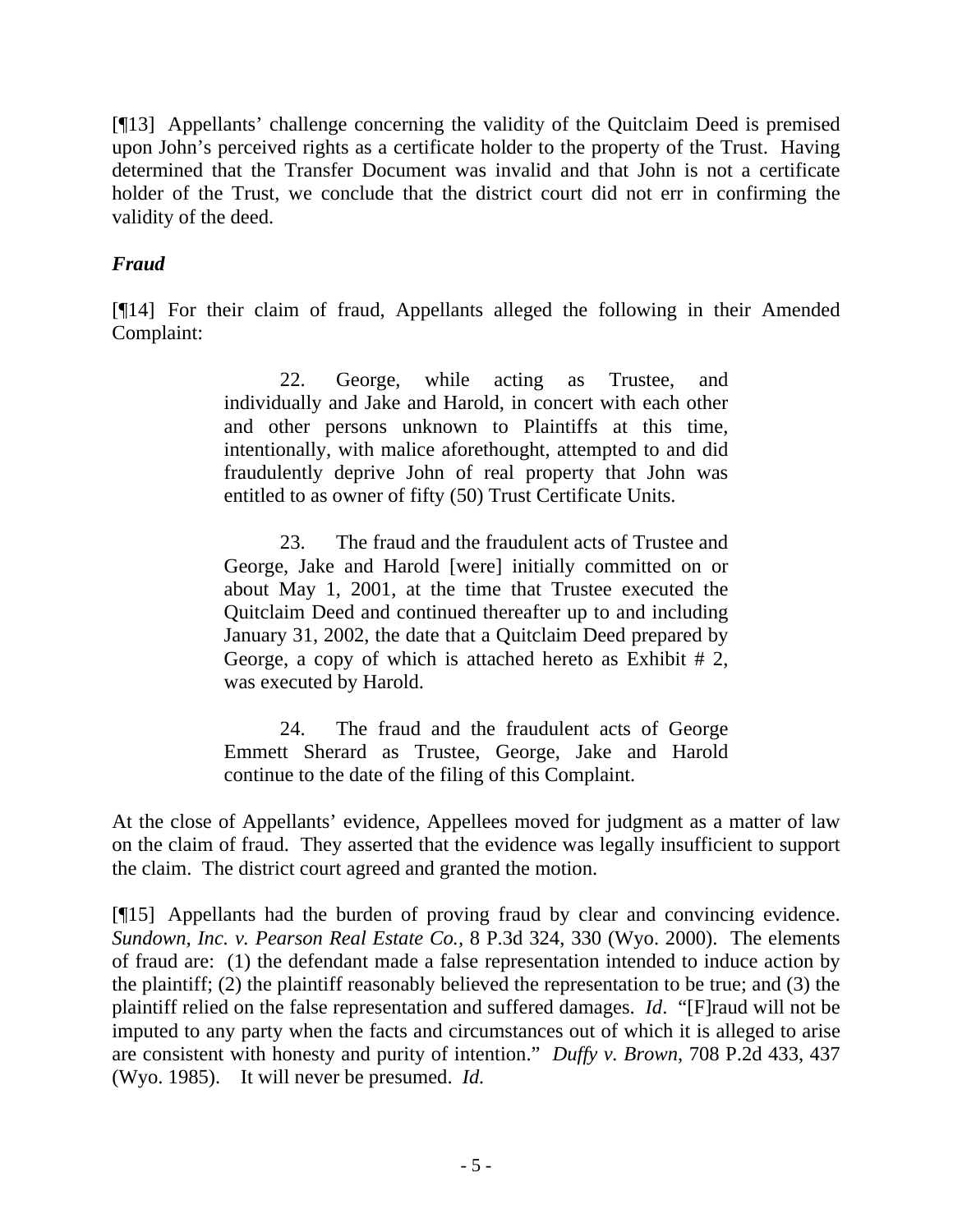[¶13] Appellants' challenge concerning the validity of the Quitclaim Deed is premised upon John's perceived rights as a certificate holder to the property of the Trust. Having determined that the Transfer Document was invalid and that John is not a certificate holder of the Trust, we conclude that the district court did not err in confirming the validity of the deed.

### *Fraud*

[¶14] For their claim of fraud, Appellants alleged the following in their Amended Complaint:

> 22. George, while acting as Trustee, and individually and Jake and Harold, in concert with each other and other persons unknown to Plaintiffs at this time, intentionally, with malice aforethought, attempted to and did fraudulently deprive John of real property that John was entitled to as owner of fifty (50) Trust Certificate Units.
>
> 23. The fraud and the fraudulent acts of Trustee and George, Jake and Harold [were] initially committed on or about May 1, 2001, at the time that Trustee executed the Quitclaim Deed and continued thereafter up to and including January 31, 2002, the date that a Quitclaim Deed prepared by George, a copy of which is attached hereto as Exhibit # 2, was executed by Harold.
>
> 24. The fraud and the fraudulent acts of George Emmett Sherard as Trustee, George, Jake and Harold continue to the date of the filing of this Complaint.

At the close of Appellants' evidence, Appellees moved for judgment as a matter of law on the claim of fraud. They asserted that the evidence was legally insufficient to support the claim. The district court agreed and granted the motion.

[¶15] Appellants had the burden of proving fraud by clear and convincing evidence. *Sundown, Inc. v. Pearson Real Estate Co.,* 8 P.3d 324, 330 (Wyo. 2000). The elements of fraud are: (1) the defendant made a false representation intended to induce action by the plaintiff; (2) the plaintiff reasonably believed the representation to be true; and (3) the plaintiff relied on the false representation and suffered damages. *Id*. "[F]raud will not be imputed to any party when the facts and circumstances out of which it is alleged to arise are consistent with honesty and purity of intention." *Duffy v. Brown*, 708 P.2d 433, 437 (Wyo. 1985). It will never be presumed. *Id.*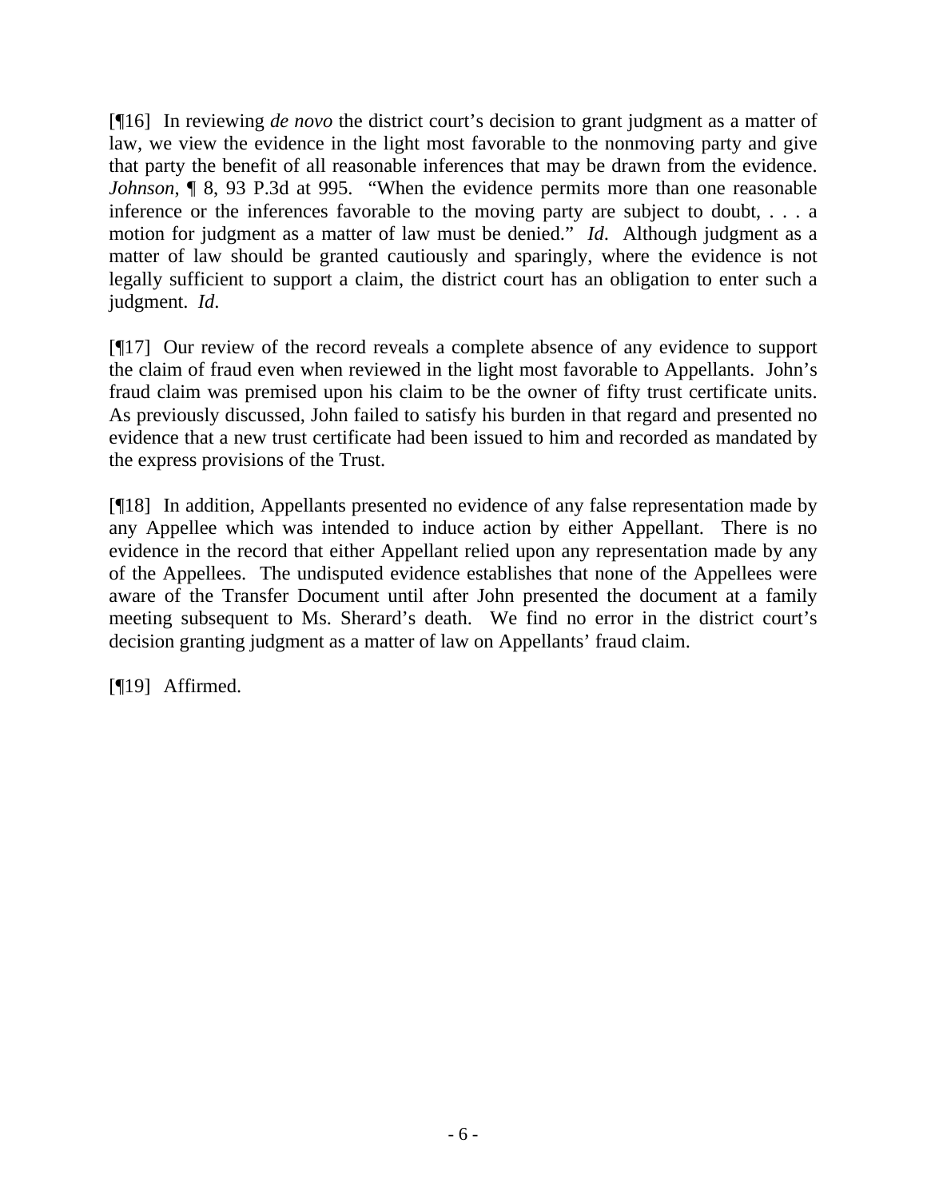[¶16] In reviewing *de novo* the district court's decision to grant judgment as a matter of law, we view the evidence in the light most favorable to the nonmoving party and give that party the benefit of all reasonable inferences that may be drawn from the evidence. *Johnson*, ¶ 8, 93 P.3d at 995. "When the evidence permits more than one reasonable inference or the inferences favorable to the moving party are subject to doubt, . . . a motion for judgment as a matter of law must be denied." *Id*. Although judgment as a matter of law should be granted cautiously and sparingly, where the evidence is not legally sufficient to support a claim, the district court has an obligation to enter such a judgment. *Id*.

[¶17] Our review of the record reveals a complete absence of any evidence to support the claim of fraud even when reviewed in the light most favorable to Appellants. John's fraud claim was premised upon his claim to be the owner of fifty trust certificate units. As previously discussed, John failed to satisfy his burden in that regard and presented no evidence that a new trust certificate had been issued to him and recorded as mandated by the express provisions of the Trust.

[¶18] In addition, Appellants presented no evidence of any false representation made by any Appellee which was intended to induce action by either Appellant. There is no evidence in the record that either Appellant relied upon any representation made by any of the Appellees. The undisputed evidence establishes that none of the Appellees were aware of the Transfer Document until after John presented the document at a family meeting subsequent to Ms. Sherard's death. We find no error in the district court's decision granting judgment as a matter of law on Appellants' fraud claim.

[¶19] Affirmed.